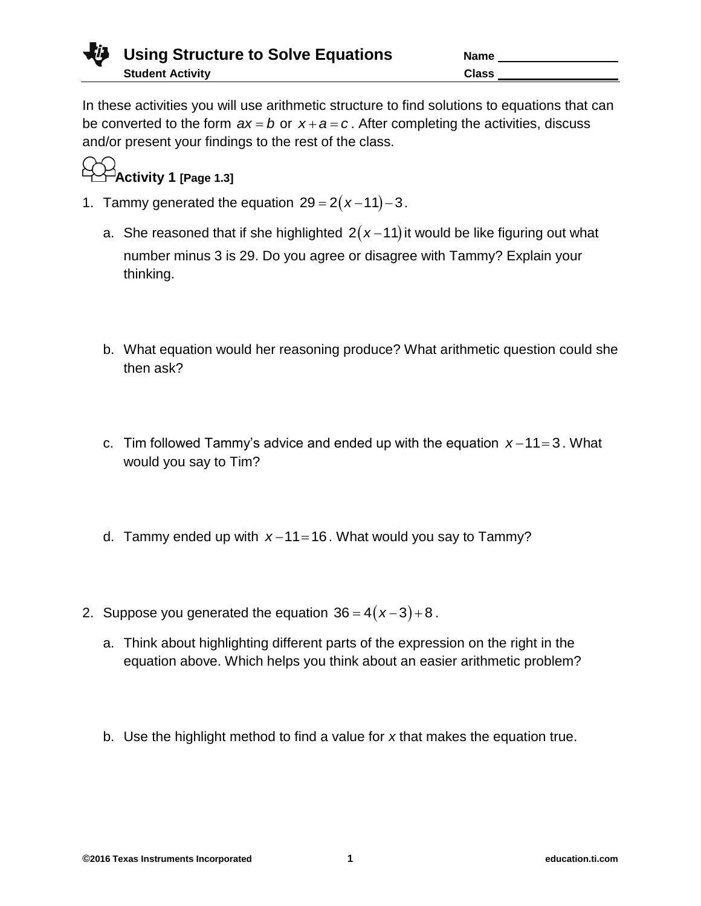# Using Structure to Solve Equations

**Student Activity**

Name ___________________

Class ___________________

In these activities you will use arithmetic structure to find solutions to equations that can be converted to the form $ax = b$ or $x + a = c$. After completing the activities, discuss and/or present your findings to the rest of the class.

## Activity 1 [Page 1.3]

1. Tammy generated the equation $29 = 2(x - 11) - 3$.

   a. She reasoned that if she highlighted $2(x - 11)$ it would be like figuring out what number minus 3 is 29. Do you agree or disagree with Tammy? Explain your thinking.

   b. What equation would her reasoning produce? What arithmetic question could she then ask?

   c. Tim followed Tammy's advice and ended up with the equation $x - 11 = 3$. What would you say to Tim?

   d. Tammy ended up with $x - 11 = 16$. What would you say to Tammy?

2. Suppose you generated the equation $36 = 4(x - 3) + 8$.

   a. Think about highlighting different parts of the expression on the right in the equation above. Which helps you think about an easier arithmetic problem?

   b. Use the highlight method to find a value for *x* that makes the equation true.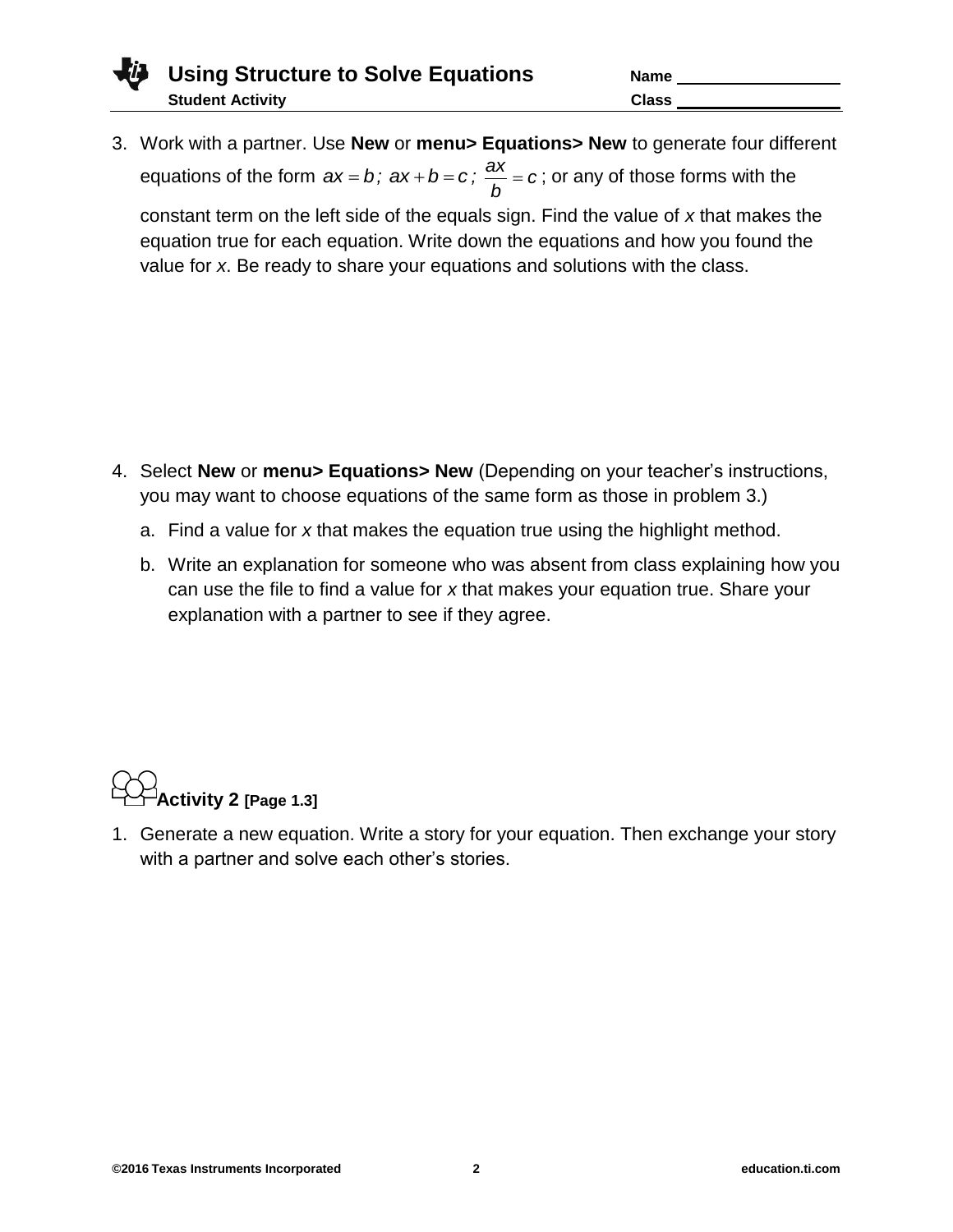3. Work with a partner. Use **New** or **menu> Equations> New** to generate four different equations of the form $ax = b$; $ax + b = c$; $\frac{ax}{b} = c$; or any of those forms with the constant term on the left side of the equals sign. Find the value of *x* that makes the equation true for each equation. Write down the equations and how you found the value for *x*. Be ready to share your equations and solutions with the class.

4. Select **New** or **menu> Equations> New** (Depending on your teacher's instructions, you may want to choose equations of the same form as those in problem 3.)

   a. Find a value for *x* that makes the equation true using the highlight method.

   b. Write an explanation for someone who was absent from class explaining how you can use the file to find a value for *x* that makes your equation true. Share your explanation with a partner to see if they agree.

## Activity 2 [Page 1.3]

1. Generate a new equation. Write a story for your equation. Then exchange your story with a partner and solve each other's stories.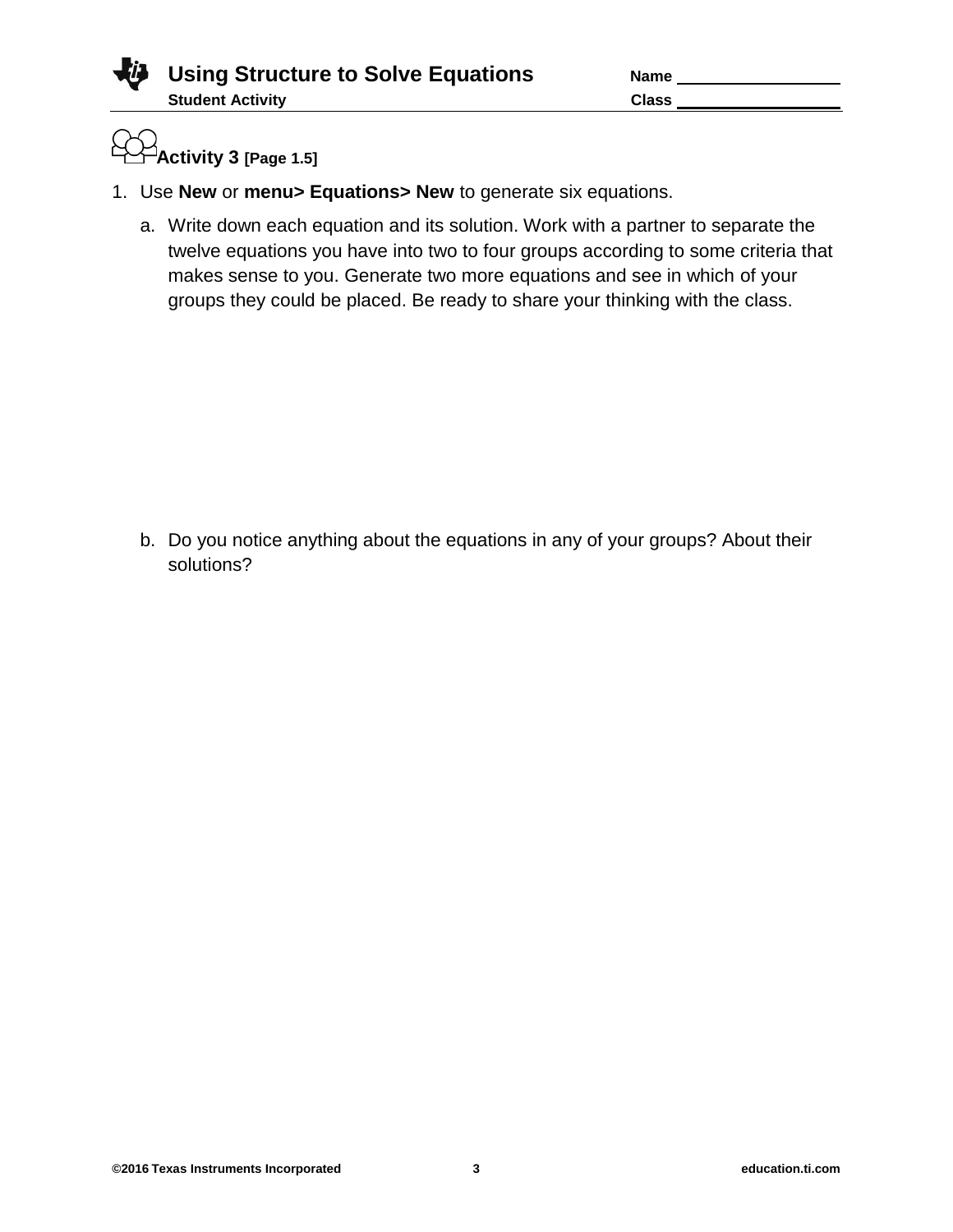## Activity 3 [Page 1.5]

1. Use **New** or **menu> Equations> New** to generate six equations.

   a. Write down each equation and its solution. Work with a partner to separate the twelve equations you have into two to four groups according to some criteria that makes sense to you. Generate two more equations and see in which of your groups they could be placed. Be ready to share your thinking with the class.

   b. Do you notice anything about the equations in any of your groups? About their solutions?